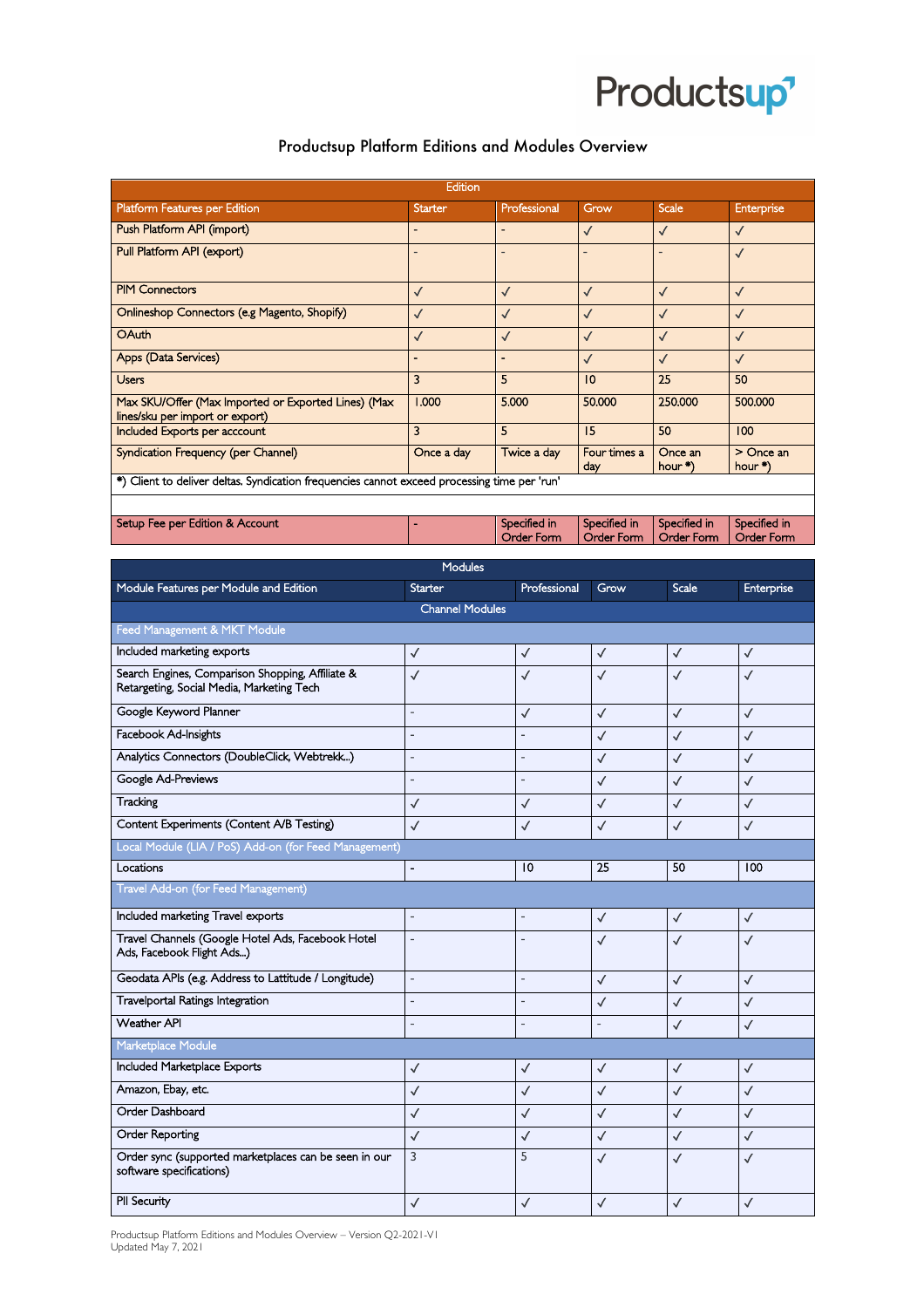# Productsup Platform Editions and Modules Overview

| Edition | | | | | |
|---|---|---|---|---|---|
| **Platform Features per Edition** | **Starter** | **Professional** | **Grow** | **Scale** | **Enterprise** |
| Push Platform API (import) | - | - | ✓ | ✓ | ✓ |
| Pull Platform API (export) | - | - | - | - | ✓ |
| PIM Connectors | ✓ | ✓ | ✓ | ✓ | ✓ |
| Onlineshop Connectors (e.g Magento, Shopify) | ✓ | ✓ | ✓ | ✓ | ✓ |
| OAuth | ✓ | ✓ | ✓ | ✓ | ✓ |
| Apps (Data Services) | - | - | ✓ | ✓ | ✓ |
| Users | 3 | 5 | 10 | 25 | 50 |
| Max SKU/Offer (Max Imported or Exported Lines) (Max lines/sku per import or export) | 1.000 | 5.000 | 50.000 | 250.000 | 500.000 |
| Included Exports per acccount | 3 | 5 | 15 | 50 | 100 |
| Syndication Frequency (per Channel) | Once a day | Twice a day | Four times a day | Once an hour *) | > Once an hour *) |
| *) Client to deliver deltas. Syndication frequencies cannot exceed processing time per 'run' | | | | | |
| | | | | | |
| Setup Fee per Edition & Account | - | Specified in Order Form | Specified in Order Form | Specified in Order Form | Specified in Order Form |

| Modules | | | | | |
|---|---|---|---|---|---|
| **Module Features per Module and Edition** | **Starter** | **Professional** | **Grow** | **Scale** | **Enterprise** |
| **Channel Modules** | | | | | |
| *Feed Management & MKT Module* | | | | | |
| Included marketing exports | ✓ | ✓ | ✓ | ✓ | ✓ |
| Search Engines, Comparison Shopping, Affiliate & Retargeting, Social Media, Marketing Tech | ✓ | ✓ | ✓ | ✓ | ✓ |
| Google Keyword Planner | - | ✓ | ✓ | ✓ | ✓ |
| Facebook Ad-Insights | - | - | ✓ | ✓ | ✓ |
| Analytics Connectors (DoubleClick, Webtrekk...) | - | - | ✓ | ✓ | ✓ |
| Google Ad-Previews | - | - | ✓ | ✓ | ✓ |
| Tracking | ✓ | ✓ | ✓ | ✓ | ✓ |
| Content Experiments (Content A/B Testing) | ✓ | ✓ | ✓ | ✓ | ✓ |
| *Local Module (LIA / PoS) Add-on (for Feed Management)* | | | | | |
| Locations | - | 10 | 25 | 50 | 100 |
| *Travel Add-on (for Feed Management)* | | | | | |
| Included marketing Travel exports | - | - | ✓ | ✓ | ✓ |
| Travel Channels (Google Hotel Ads, Facebook Hotel Ads, Facebook Flight Ads...) | - | - | ✓ | ✓ | ✓ |
| Geodata APIs (e.g. Address to Lattitude / Longitude) | - | - | ✓ | ✓ | ✓ |
| Travelportal Ratings Integration | - | - | ✓ | ✓ | ✓ |
| Weather API | - | - | - | ✓ | ✓ |
| *Marketplace Module* | | | | | |
| Included Marketplace Exports | ✓ | ✓ | ✓ | ✓ | ✓ |
| Amazon, Ebay, etc. | ✓ | ✓ | ✓ | ✓ | ✓ |
| Order Dashboard | ✓ | ✓ | ✓ | ✓ | ✓ |
| Order Reporting | ✓ | ✓ | ✓ | ✓ | ✓ |
| Order sync (supported marketplaces can be seen in our software specifications) | 3 | 5 | ✓ | ✓ | ✓ |
| PII Security | ✓ | ✓ | ✓ | ✓ | ✓ |

Productsup Platform Editions and Modules Overview – Version Q2-2021-V1
Updated May 7, 2021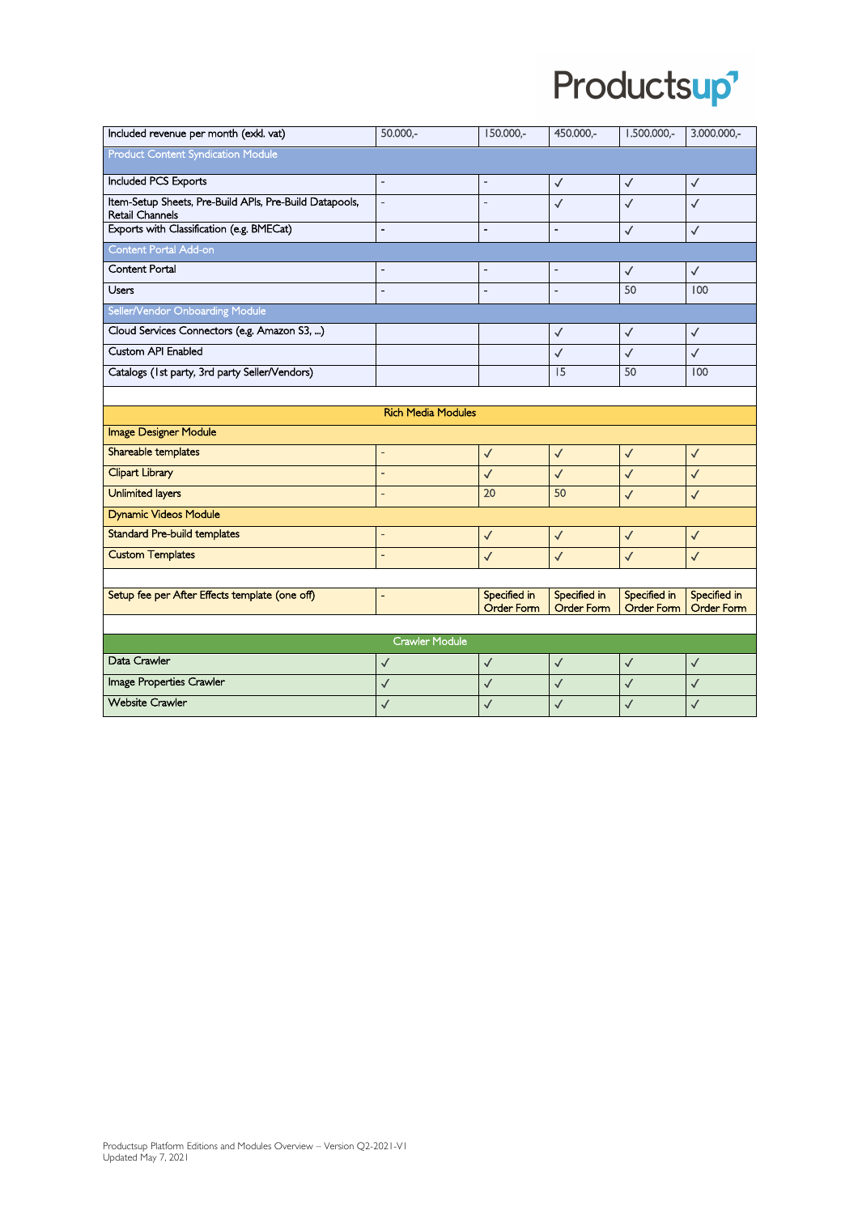| Included revenue per month (excl. vat) | 50.000,- | 150.000,- | 450.000,- | 1.500.000,- | 3.000.000,- |
|---|---|---|---|---|---|
| Product Content Syndication Module | | | | | |
| Included PCS Exports | - | - | ✓ | ✓ | ✓ |
| Item-Setup Sheets, Pre-Build APIs, Pre-Build Datapools, Retail Channels | - | - | ✓ | ✓ | ✓ |
| Exports with Classification (e.g. BMECat) | - | - | - | ✓ | ✓ |
| Content Portal Add-on | | | | | |
| Content Portal | - | - | - | ✓ | ✓ |
| Users | - | - | - | 50 | 100 |
| Seller/Vendor Onboarding Module | | | | | |
| Cloud Services Connectors (e.g. Amazon S3, ...) | | | ✓ | ✓ | ✓ |
| Custom API Enabled | | | ✓ | ✓ | ✓ |
| Catalogs (1st party, 3rd party Seller/Vendors) | | | 15 | 50 | 100 |
| | | | | | |
| Rich Media Modules | | | | | |
| Image Designer Module | | | | | |
| Shareable templates | - | ✓ | ✓ | ✓ | ✓ |
| Clipart Library | - | ✓ | ✓ | ✓ | ✓ |
| Unlimited layers | - | 20 | 50 | ✓ | ✓ |
| Dynamic Videos Module | | | | | |
| Standard Pre-build templates | - | ✓ | ✓ | ✓ | ✓ |
| Custom Templates | - | ✓ | ✓ | ✓ | ✓ |
| | | | | | |
| Setup fee per After Effects template (one off) | - | Specified in Order Form | Specified in Order Form | Specified in Order Form | Specified in Order Form |
| | | | | | |
| Crawler Module | | | | | |
| Data Crawler | ✓ | ✓ | ✓ | ✓ | ✓ |
| Image Properties Crawler | ✓ | ✓ | ✓ | ✓ | ✓ |
| Website Crawler | ✓ | ✓ | ✓ | ✓ | ✓ |